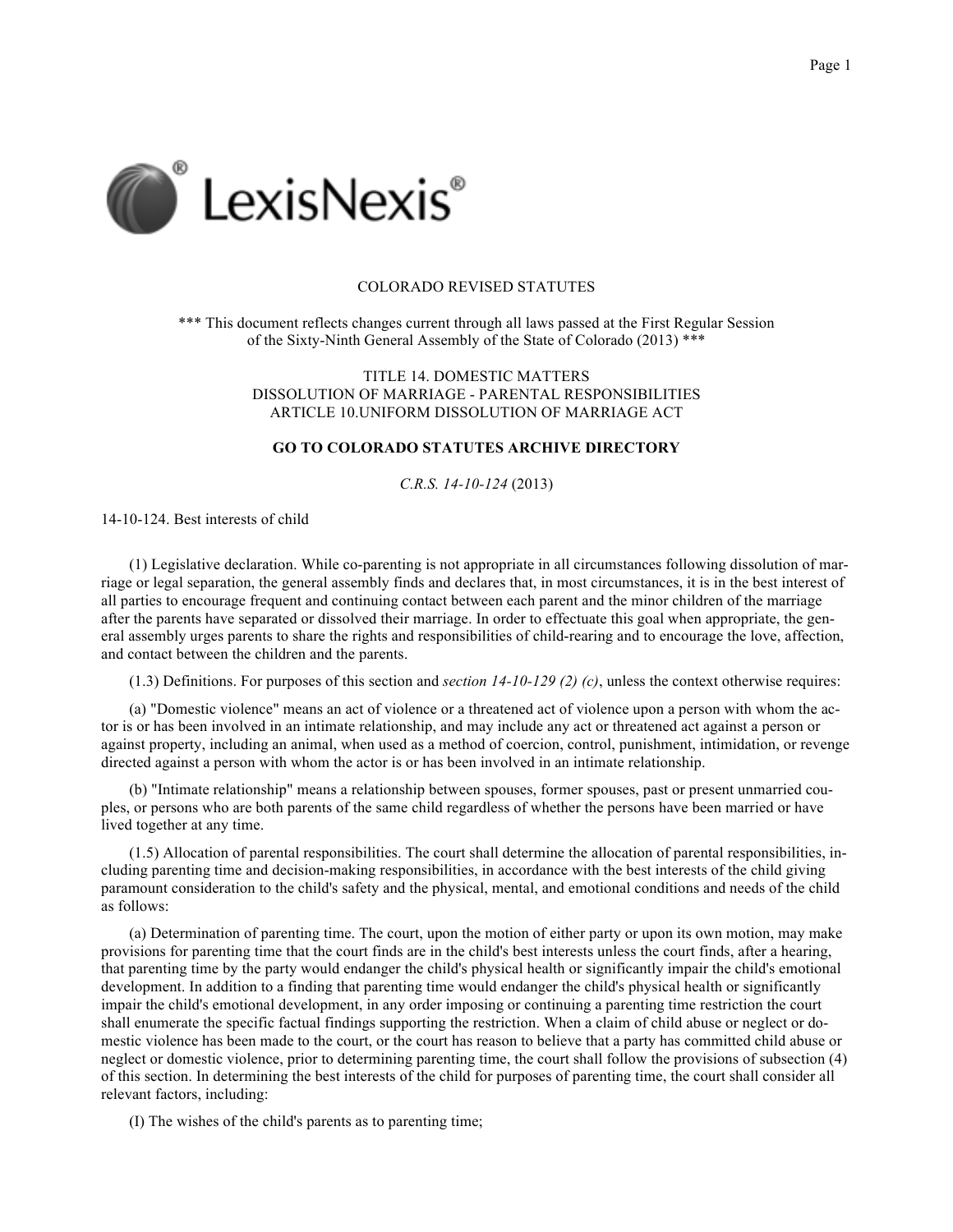COLORADO REVISED STATUTES

*** This document reflects changes current through all laws passed at the First Regular Session of the Sixty-Ninth General Assembly of the State of Colorado (2013) ***

TITLE 14. DOMESTIC MATTERS
DISSOLUTION OF MARRIAGE - PARENTAL RESPONSIBILITIES
ARTICLE 10.UNIFORM DISSOLUTION OF MARRIAGE ACT

**GO TO COLORADO STATUTES ARCHIVE DIRECTORY**

*C.R.S. 14-10-124* (2013)

14-10-124. Best interests of child

(1) Legislative declaration. While co-parenting is not appropriate in all circumstances following dissolution of marriage or legal separation, the general assembly finds and declares that, in most circumstances, it is in the best interest of all parties to encourage frequent and continuing contact between each parent and the minor children of the marriage after the parents have separated or dissolved their marriage. In order to effectuate this goal when appropriate, the general assembly urges parents to share the rights and responsibilities of child-rearing and to encourage the love, affection, and contact between the children and the parents.

(1.3) Definitions. For purposes of this section and *section 14-10-129 (2) (c)*, unless the context otherwise requires:

(a) "Domestic violence" means an act of violence or a threatened act of violence upon a person with whom the actor is or has been involved in an intimate relationship, and may include any act or threatened act against a person or against property, including an animal, when used as a method of coercion, control, punishment, intimidation, or revenge directed against a person with whom the actor is or has been involved in an intimate relationship.

(b) "Intimate relationship" means a relationship between spouses, former spouses, past or present unmarried couples, or persons who are both parents of the same child regardless of whether the persons have been married or have lived together at any time.

(1.5) Allocation of parental responsibilities. The court shall determine the allocation of parental responsibilities, including parenting time and decision-making responsibilities, in accordance with the best interests of the child giving paramount consideration to the child's safety and the physical, mental, and emotional conditions and needs of the child as follows:

(a) Determination of parenting time. The court, upon the motion of either party or upon its own motion, may make provisions for parenting time that the court finds are in the child's best interests unless the court finds, after a hearing, that parenting time by the party would endanger the child's physical health or significantly impair the child's emotional development. In addition to a finding that parenting time would endanger the child's physical health or significantly impair the child's emotional development, in any order imposing or continuing a parenting time restriction the court shall enumerate the specific factual findings supporting the restriction. When a claim of child abuse or neglect or domestic violence has been made to the court, or the court has reason to believe that a party has committed child abuse or neglect or domestic violence, prior to determining parenting time, the court shall follow the provisions of subsection (4) of this section. In determining the best interests of the child for purposes of parenting time, the court shall consider all relevant factors, including:

(I) The wishes of the child's parents as to parenting time;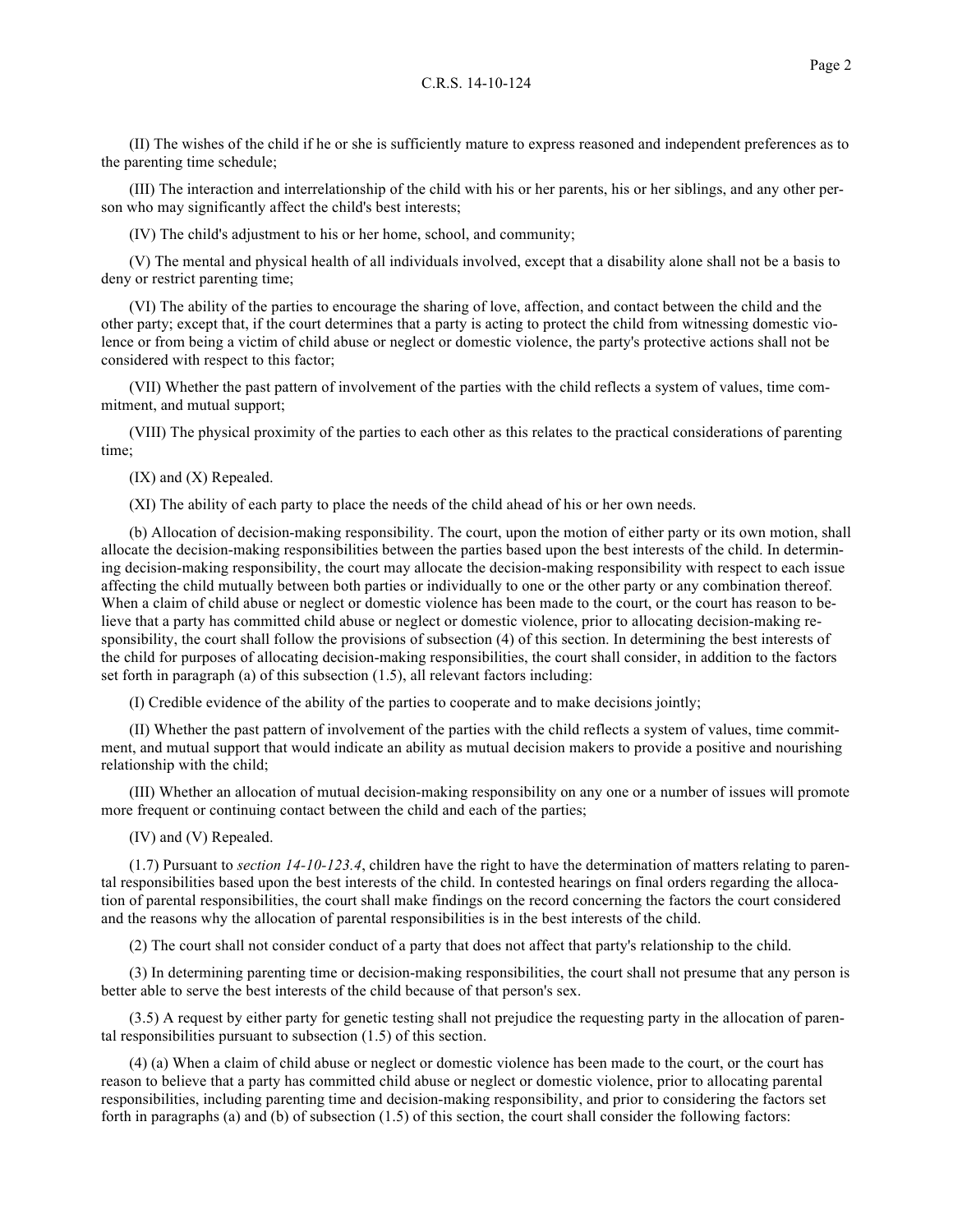(II) The wishes of the child if he or she is sufficiently mature to express reasoned and independent preferences as to the parenting time schedule;

(III) The interaction and interrelationship of the child with his or her parents, his or her siblings, and any other person who may significantly affect the child's best interests;

(IV) The child's adjustment to his or her home, school, and community;

(V) The mental and physical health of all individuals involved, except that a disability alone shall not be a basis to deny or restrict parenting time;

(VI) The ability of the parties to encourage the sharing of love, affection, and contact between the child and the other party; except that, if the court determines that a party is acting to protect the child from witnessing domestic violence or from being a victim of child abuse or neglect or domestic violence, the party's protective actions shall not be considered with respect to this factor;

(VII) Whether the past pattern of involvement of the parties with the child reflects a system of values, time commitment, and mutual support;

(VIII) The physical proximity of the parties to each other as this relates to the practical considerations of parenting time;

(IX) and (X) Repealed.

(XI) The ability of each party to place the needs of the child ahead of his or her own needs.

(b) Allocation of decision-making responsibility. The court, upon the motion of either party or its own motion, shall allocate the decision-making responsibilities between the parties based upon the best interests of the child. In determining decision-making responsibility, the court may allocate the decision-making responsibility with respect to each issue affecting the child mutually between both parties or individually to one or the other party or any combination thereof. When a claim of child abuse or neglect or domestic violence has been made to the court, or the court has reason to believe that a party has committed child abuse or neglect or domestic violence, prior to allocating decision-making responsibility, the court shall follow the provisions of subsection (4) of this section. In determining the best interests of the child for purposes of allocating decision-making responsibilities, the court shall consider, in addition to the factors set forth in paragraph (a) of this subsection (1.5), all relevant factors including:

(I) Credible evidence of the ability of the parties to cooperate and to make decisions jointly;

(II) Whether the past pattern of involvement of the parties with the child reflects a system of values, time commitment, and mutual support that would indicate an ability as mutual decision makers to provide a positive and nourishing relationship with the child;

(III) Whether an allocation of mutual decision-making responsibility on any one or a number of issues will promote more frequent or continuing contact between the child and each of the parties;

(IV) and (V) Repealed.

(1.7) Pursuant to *section 14-10-123.4*, children have the right to have the determination of matters relating to parental responsibilities based upon the best interests of the child. In contested hearings on final orders regarding the allocation of parental responsibilities, the court shall make findings on the record concerning the factors the court considered and the reasons why the allocation of parental responsibilities is in the best interests of the child.

(2) The court shall not consider conduct of a party that does not affect that party's relationship to the child.

(3) In determining parenting time or decision-making responsibilities, the court shall not presume that any person is better able to serve the best interests of the child because of that person's sex.

(3.5) A request by either party for genetic testing shall not prejudice the requesting party in the allocation of parental responsibilities pursuant to subsection (1.5) of this section.

(4) (a) When a claim of child abuse or neglect or domestic violence has been made to the court, or the court has reason to believe that a party has committed child abuse or neglect or domestic violence, prior to allocating parental responsibilities, including parenting time and decision-making responsibility, and prior to considering the factors set forth in paragraphs (a) and (b) of subsection (1.5) of this section, the court shall consider the following factors: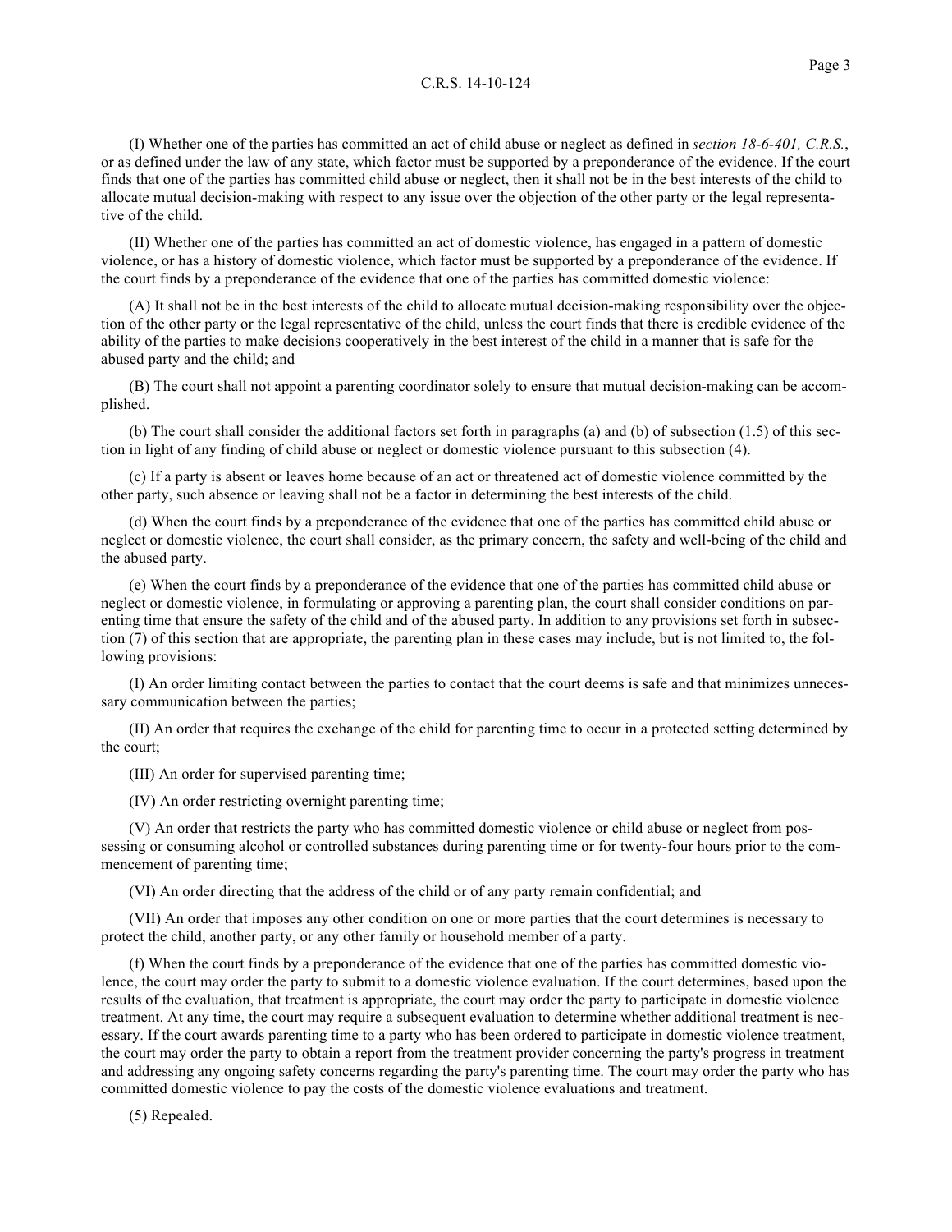(I) Whether one of the parties has committed an act of child abuse or neglect as defined in *section 18-6-401, C.R.S.*, or as defined under the law of any state, which factor must be supported by a preponderance of the evidence. If the court finds that one of the parties has committed child abuse or neglect, then it shall not be in the best interests of the child to allocate mutual decision-making with respect to any issue over the objection of the other party or the legal representative of the child.

(II) Whether one of the parties has committed an act of domestic violence, has engaged in a pattern of domestic violence, or has a history of domestic violence, which factor must be supported by a preponderance of the evidence. If the court finds by a preponderance of the evidence that one of the parties has committed domestic violence:

(A) It shall not be in the best interests of the child to allocate mutual decision-making responsibility over the objection of the other party or the legal representative of the child, unless the court finds that there is credible evidence of the ability of the parties to make decisions cooperatively in the best interest of the child in a manner that is safe for the abused party and the child; and

(B) The court shall not appoint a parenting coordinator solely to ensure that mutual decision-making can be accomplished.

(b) The court shall consider the additional factors set forth in paragraphs (a) and (b) of subsection (1.5) of this section in light of any finding of child abuse or neglect or domestic violence pursuant to this subsection (4).

(c) If a party is absent or leaves home because of an act or threatened act of domestic violence committed by the other party, such absence or leaving shall not be a factor in determining the best interests of the child.

(d) When the court finds by a preponderance of the evidence that one of the parties has committed child abuse or neglect or domestic violence, the court shall consider, as the primary concern, the safety and well-being of the child and the abused party.

(e) When the court finds by a preponderance of the evidence that one of the parties has committed child abuse or neglect or domestic violence, in formulating or approving a parenting plan, the court shall consider conditions on parenting time that ensure the safety of the child and of the abused party. In addition to any provisions set forth in subsection (7) of this section that are appropriate, the parenting plan in these cases may include, but is not limited to, the following provisions:

(I) An order limiting contact between the parties to contact that the court deems is safe and that minimizes unnecessary communication between the parties;

(II) An order that requires the exchange of the child for parenting time to occur in a protected setting determined by the court;

(III) An order for supervised parenting time;

(IV) An order restricting overnight parenting time;

(V) An order that restricts the party who has committed domestic violence or child abuse or neglect from possessing or consuming alcohol or controlled substances during parenting time or for twenty-four hours prior to the commencement of parenting time;

(VI) An order directing that the address of the child or of any party remain confidential; and

(VII) An order that imposes any other condition on one or more parties that the court determines is necessary to protect the child, another party, or any other family or household member of a party.

(f) When the court finds by a preponderance of the evidence that one of the parties has committed domestic violence, the court may order the party to submit to a domestic violence evaluation. If the court determines, based upon the results of the evaluation, that treatment is appropriate, the court may order the party to participate in domestic violence treatment. At any time, the court may require a subsequent evaluation to determine whether additional treatment is necessary. If the court awards parenting time to a party who has been ordered to participate in domestic violence treatment, the court may order the party to obtain a report from the treatment provider concerning the party's progress in treatment and addressing any ongoing safety concerns regarding the party's parenting time. The court may order the party who has committed domestic violence to pay the costs of the domestic violence evaluations and treatment.

(5) Repealed.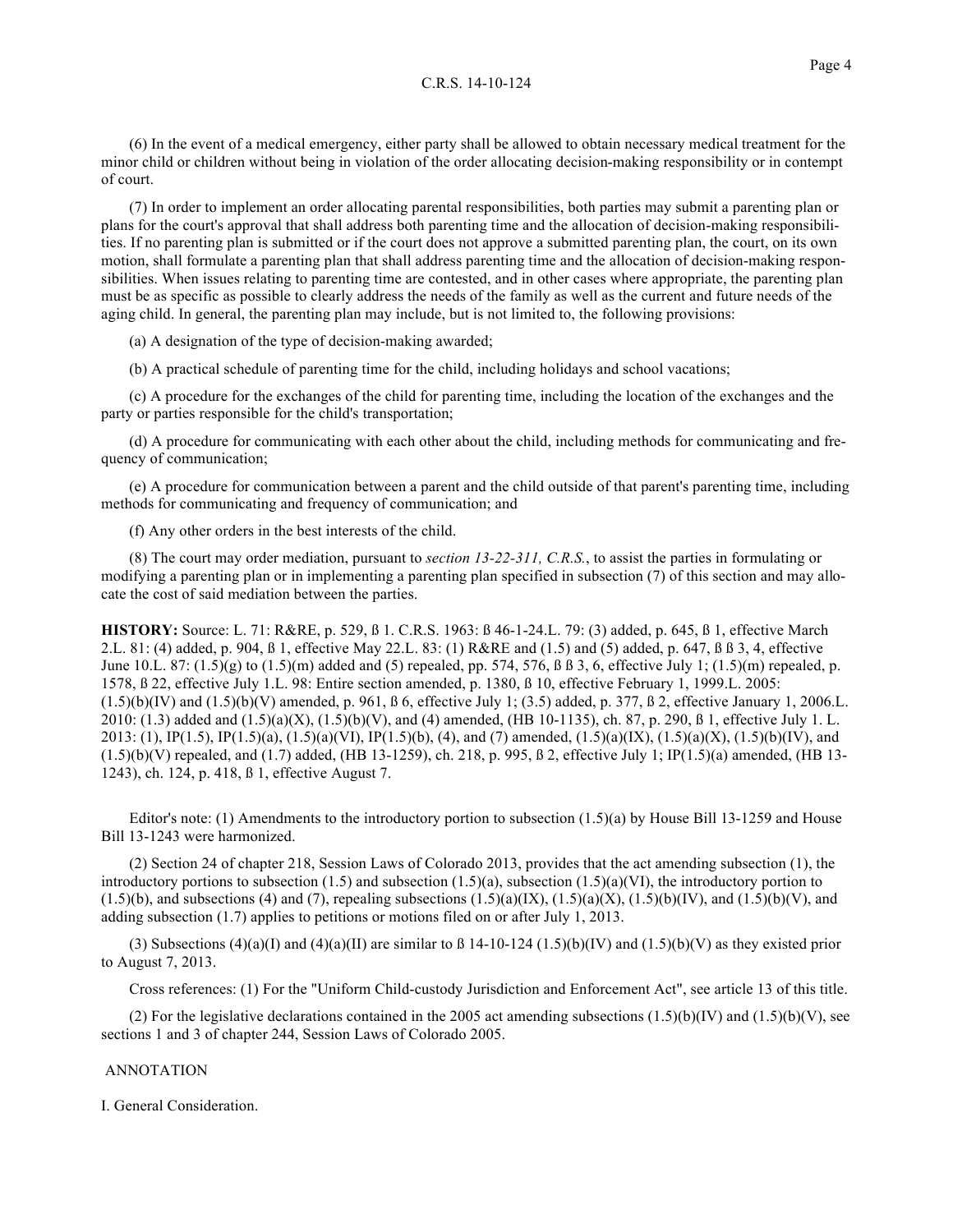(6) In the event of a medical emergency, either party shall be allowed to obtain necessary medical treatment for the minor child or children without being in violation of the order allocating decision-making responsibility or in contempt of court.

(7) In order to implement an order allocating parental responsibilities, both parties may submit a parenting plan or plans for the court's approval that shall address both parenting time and the allocation of decision-making responsibilities. If no parenting plan is submitted or if the court does not approve a submitted parenting plan, the court, on its own motion, shall formulate a parenting plan that shall address parenting time and the allocation of decision-making responsibilities. When issues relating to parenting time are contested, and in other cases where appropriate, the parenting plan must be as specific as possible to clearly address the needs of the family as well as the current and future needs of the aging child. In general, the parenting plan may include, but is not limited to, the following provisions:

(a) A designation of the type of decision-making awarded;

(b) A practical schedule of parenting time for the child, including holidays and school vacations;

(c) A procedure for the exchanges of the child for parenting time, including the location of the exchanges and the party or parties responsible for the child's transportation;

(d) A procedure for communicating with each other about the child, including methods for communicating and frequency of communication;

(e) A procedure for communication between a parent and the child outside of that parent's parenting time, including methods for communicating and frequency of communication; and

(f) Any other orders in the best interests of the child.

(8) The court may order mediation, pursuant to *section 13-22-311, C.R.S.*, to assist the parties in formulating or modifying a parenting plan or in implementing a parenting plan specified in subsection (7) of this section and may allocate the cost of said mediation between the parties.

**HISTORY:** Source: L. 71: R&RE, p. 529, ß 1. C.R.S. 1963: ß 46-1-24.L. 79: (3) added, p. 645, ß 1, effective March 2.L. 81: (4) added, p. 904, ß 1, effective May 22.L. 83: (1) R&RE and (1.5) and (5) added, p. 647, ß ß 3, 4, effective June 10.L. 87: (1.5)(g) to (1.5)(m) added and (5) repealed, pp. 574, 576, ß ß 3, 6, effective July 1; (1.5)(m) repealed, p. 1578, ß 22, effective July 1.L. 98: Entire section amended, p. 1380, ß 10, effective February 1, 1999.L. 2005: (1.5)(b)(IV) and (1.5)(b)(V) amended, p. 961, ß 6, effective July 1; (3.5) added, p. 377, ß 2, effective January 1, 2006.L. 2010: (1.3) added and (1.5)(a)(X), (1.5)(b)(V), and (4) amended, (HB 10-1135), ch. 87, p. 290, ß 1, effective July 1. L. 2013: (1), IP(1.5), IP(1.5)(a), (1.5)(a)(VI), IP(1.5)(b), (4), and (7) amended, (1.5)(a)(IX), (1.5)(a)(X), (1.5)(b)(IV), and (1.5)(b)(V) repealed, and (1.7) added, (HB 13-1259), ch. 218, p. 995, ß 2, effective July 1; IP(1.5)(a) amended, (HB 13-1243), ch. 124, p. 418, ß 1, effective August 7.

Editor's note: (1) Amendments to the introductory portion to subsection (1.5)(a) by House Bill 13-1259 and House Bill 13-1243 were harmonized.

(2) Section 24 of chapter 218, Session Laws of Colorado 2013, provides that the act amending subsection (1), the introductory portions to subsection (1.5) and subsection (1.5)(a), subsection (1.5)(a)(VI), the introductory portion to (1.5)(b), and subsections (4) and (7), repealing subsections (1.5)(a)(IX), (1.5)(a)(X), (1.5)(b)(IV), and (1.5)(b)(V), and adding subsection (1.7) applies to petitions or motions filed on or after July 1, 2013.

(3) Subsections (4)(a)(I) and (4)(a)(II) are similar to ß 14-10-124 (1.5)(b)(IV) and (1.5)(b)(V) as they existed prior to August 7, 2013.

Cross references: (1) For the "Uniform Child-custody Jurisdiction and Enforcement Act", see article 13 of this title.

(2) For the legislative declarations contained in the 2005 act amending subsections (1.5)(b)(IV) and (1.5)(b)(V), see sections 1 and 3 of chapter 244, Session Laws of Colorado 2005.

ANNOTATION

I. General Consideration.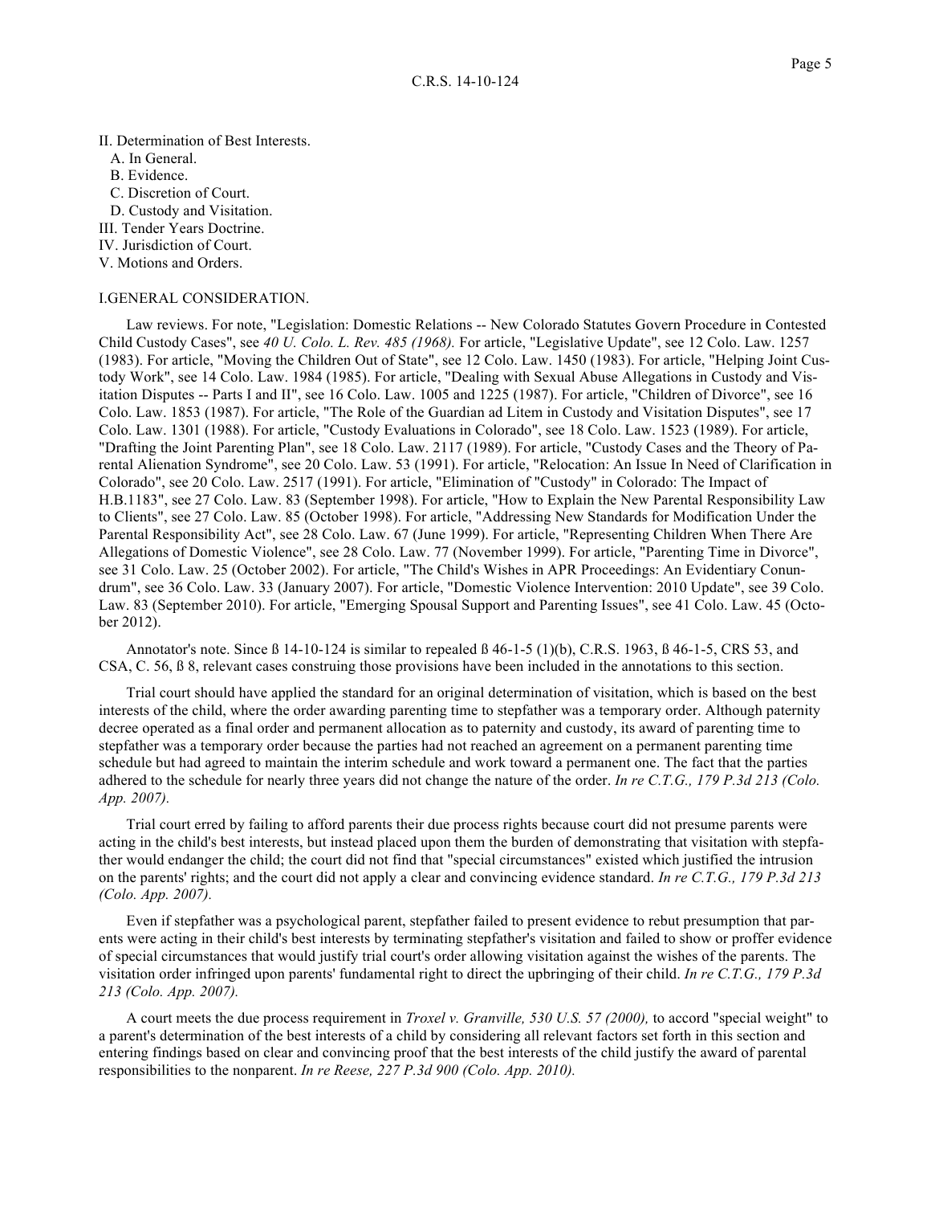II. Determination of Best Interests.
  A. In General.
  B. Evidence.
  C. Discretion of Court.
  D. Custody and Visitation.
III. Tender Years Doctrine.
IV. Jurisdiction of Court.
V. Motions and Orders.

I.GENERAL CONSIDERATION.

Law reviews. For note, "Legislation: Domestic Relations -- New Colorado Statutes Govern Procedure in Contested Child Custody Cases", see *40 U. Colo. L. Rev. 485 (1968).* For article, "Legislative Update", see 12 Colo. Law. 1257 (1983). For article, "Moving the Children Out of State", see 12 Colo. Law. 1450 (1983). For article, "Helping Joint Custody Work", see 14 Colo. Law. 1984 (1985). For article, "Dealing with Sexual Abuse Allegations in Custody and Visitation Disputes -- Parts I and II", see 16 Colo. Law. 1005 and 1225 (1987). For article, "Children of Divorce", see 16 Colo. Law. 1853 (1987). For article, "The Role of the Guardian ad Litem in Custody and Visitation Disputes", see 17 Colo. Law. 1301 (1988). For article, "Custody Evaluations in Colorado", see 18 Colo. Law. 1523 (1989). For article, "Drafting the Joint Parenting Plan", see 18 Colo. Law. 2117 (1989). For article, "Custody Cases and the Theory of Parental Alienation Syndrome", see 20 Colo. Law. 53 (1991). For article, "Relocation: An Issue In Need of Clarification in Colorado", see 20 Colo. Law. 2517 (1991). For article, "Elimination of "Custody" in Colorado: The Impact of H.B.1183", see 27 Colo. Law. 83 (September 1998). For article, "How to Explain the New Parental Responsibility Law to Clients", see 27 Colo. Law. 85 (October 1998). For article, "Addressing New Standards for Modification Under the Parental Responsibility Act", see 28 Colo. Law. 67 (June 1999). For article, "Representing Children When There Are Allegations of Domestic Violence", see 28 Colo. Law. 77 (November 1999). For article, "Parenting Time in Divorce", see 31 Colo. Law. 25 (October 2002). For article, "The Child's Wishes in APR Proceedings: An Evidentiary Conundrum", see 36 Colo. Law. 33 (January 2007). For article, "Domestic Violence Intervention: 2010 Update", see 39 Colo. Law. 83 (September 2010). For article, "Emerging Spousal Support and Parenting Issues", see 41 Colo. Law. 45 (October 2012).

Annotator's note. Since ß 14-10-124 is similar to repealed ß 46-1-5 (1)(b), C.R.S. 1963, ß 46-1-5, CRS 53, and CSA, C. 56, ß 8, relevant cases construing those provisions have been included in the annotations to this section.

Trial court should have applied the standard for an original determination of visitation, which is based on the best interests of the child, where the order awarding parenting time to stepfather was a temporary order. Although paternity decree operated as a final order and permanent allocation as to paternity and custody, its award of parenting time to stepfather was a temporary order because the parties had not reached an agreement on a permanent parenting time schedule but had agreed to maintain the interim schedule and work toward a permanent one. The fact that the parties adhered to the schedule for nearly three years did not change the nature of the order. *In re C.T.G., 179 P.3d 213 (Colo. App. 2007).*

Trial court erred by failing to afford parents their due process rights because court did not presume parents were acting in the child's best interests, but instead placed upon them the burden of demonstrating that visitation with stepfather would endanger the child; the court did not find that "special circumstances" existed which justified the intrusion on the parents' rights; and the court did not apply a clear and convincing evidence standard. *In re C.T.G., 179 P.3d 213 (Colo. App. 2007).*

Even if stepfather was a psychological parent, stepfather failed to present evidence to rebut presumption that parents were acting in their child's best interests by terminating stepfather's visitation and failed to show or proffer evidence of special circumstances that would justify trial court's order allowing visitation against the wishes of the parents. The visitation order infringed upon parents' fundamental right to direct the upbringing of their child. *In re C.T.G., 179 P.3d 213 (Colo. App. 2007).*

A court meets the due process requirement in *Troxel v. Granville, 530 U.S. 57 (2000),* to accord "special weight" to a parent's determination of the best interests of a child by considering all relevant factors set forth in this section and entering findings based on clear and convincing proof that the best interests of the child justify the award of parental responsibilities to the nonparent. *In re Reese, 227 P.3d 900 (Colo. App. 2010).*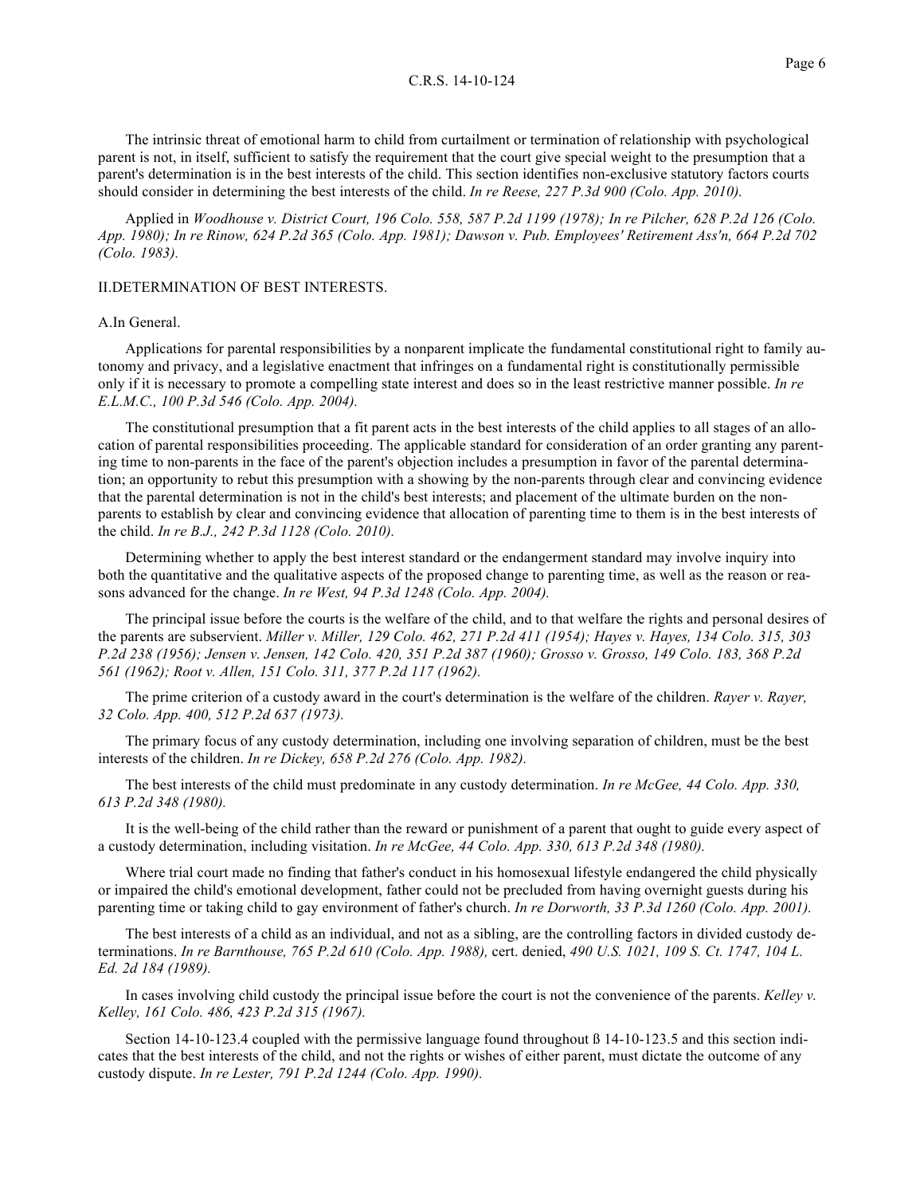The intrinsic threat of emotional harm to child from curtailment or termination of relationship with psychological parent is not, in itself, sufficient to satisfy the requirement that the court give special weight to the presumption that a parent's determination is in the best interests of the child. This section identifies non-exclusive statutory factors courts should consider in determining the best interests of the child. *In re Reese, 227 P.3d 900 (Colo. App. 2010).*

Applied in *Woodhouse v. District Court, 196 Colo. 558, 587 P.2d 1199 (1978); In re Pilcher, 628 P.2d 126 (Colo. App. 1980); In re Rinow, 624 P.2d 365 (Colo. App. 1981); Dawson v. Pub. Employees' Retirement Ass'n, 664 P.2d 702 (Colo. 1983).*

## II.DETERMINATION OF BEST INTERESTS.

### A.In General.

Applications for parental responsibilities by a nonparent implicate the fundamental constitutional right to family autonomy and privacy, and a legislative enactment that infringes on a fundamental right is constitutionally permissible only if it is necessary to promote a compelling state interest and does so in the least restrictive manner possible. *In re E.L.M.C., 100 P.3d 546 (Colo. App. 2004).*

The constitutional presumption that a fit parent acts in the best interests of the child applies to all stages of an allocation of parental responsibilities proceeding. The applicable standard for consideration of an order granting any parenting time to non-parents in the face of the parent's objection includes a presumption in favor of the parental determination; an opportunity to rebut this presumption with a showing by the non-parents through clear and convincing evidence that the parental determination is not in the child's best interests; and placement of the ultimate burden on the non-parents to establish by clear and convincing evidence that allocation of parenting time to them is in the best interests of the child. *In re B.J., 242 P.3d 1128 (Colo. 2010).*

Determining whether to apply the best interest standard or the endangerment standard may involve inquiry into both the quantitative and the qualitative aspects of the proposed change to parenting time, as well as the reason or reasons advanced for the change. *In re West, 94 P.3d 1248 (Colo. App. 2004).*

The principal issue before the courts is the welfare of the child, and to that welfare the rights and personal desires of the parents are subservient. *Miller v. Miller, 129 Colo. 462, 271 P.2d 411 (1954); Hayes v. Hayes, 134 Colo. 315, 303 P.2d 238 (1956); Jensen v. Jensen, 142 Colo. 420, 351 P.2d 387 (1960); Grosso v. Grosso, 149 Colo. 183, 368 P.2d 561 (1962); Root v. Allen, 151 Colo. 311, 377 P.2d 117 (1962).*

The prime criterion of a custody award in the court's determination is the welfare of the children. *Rayer v. Rayer, 32 Colo. App. 400, 512 P.2d 637 (1973).*

The primary focus of any custody determination, including one involving separation of children, must be the best interests of the children. *In re Dickey, 658 P.2d 276 (Colo. App. 1982).*

The best interests of the child must predominate in any custody determination. *In re McGee, 44 Colo. App. 330, 613 P.2d 348 (1980).*

It is the well-being of the child rather than the reward or punishment of a parent that ought to guide every aspect of a custody determination, including visitation. *In re McGee, 44 Colo. App. 330, 613 P.2d 348 (1980).*

Where trial court made no finding that father's conduct in his homosexual lifestyle endangered the child physically or impaired the child's emotional development, father could not be precluded from having overnight guests during his parenting time or taking child to gay environment of father's church. *In re Dorworth, 33 P.3d 1260 (Colo. App. 2001).*

The best interests of a child as an individual, and not as a sibling, are the controlling factors in divided custody determinations. *In re Barnthouse, 765 P.2d 610 (Colo. App. 1988),* cert. denied, *490 U.S. 1021, 109 S. Ct. 1747, 104 L. Ed. 2d 184 (1989).*

In cases involving child custody the principal issue before the court is not the convenience of the parents. *Kelley v. Kelley, 161 Colo. 486, 423 P.2d 315 (1967).*

Section 14-10-123.4 coupled with the permissive language found throughout ß 14-10-123.5 and this section indicates that the best interests of the child, and not the rights or wishes of either parent, must dictate the outcome of any custody dispute. *In re Lester, 791 P.2d 1244 (Colo. App. 1990).*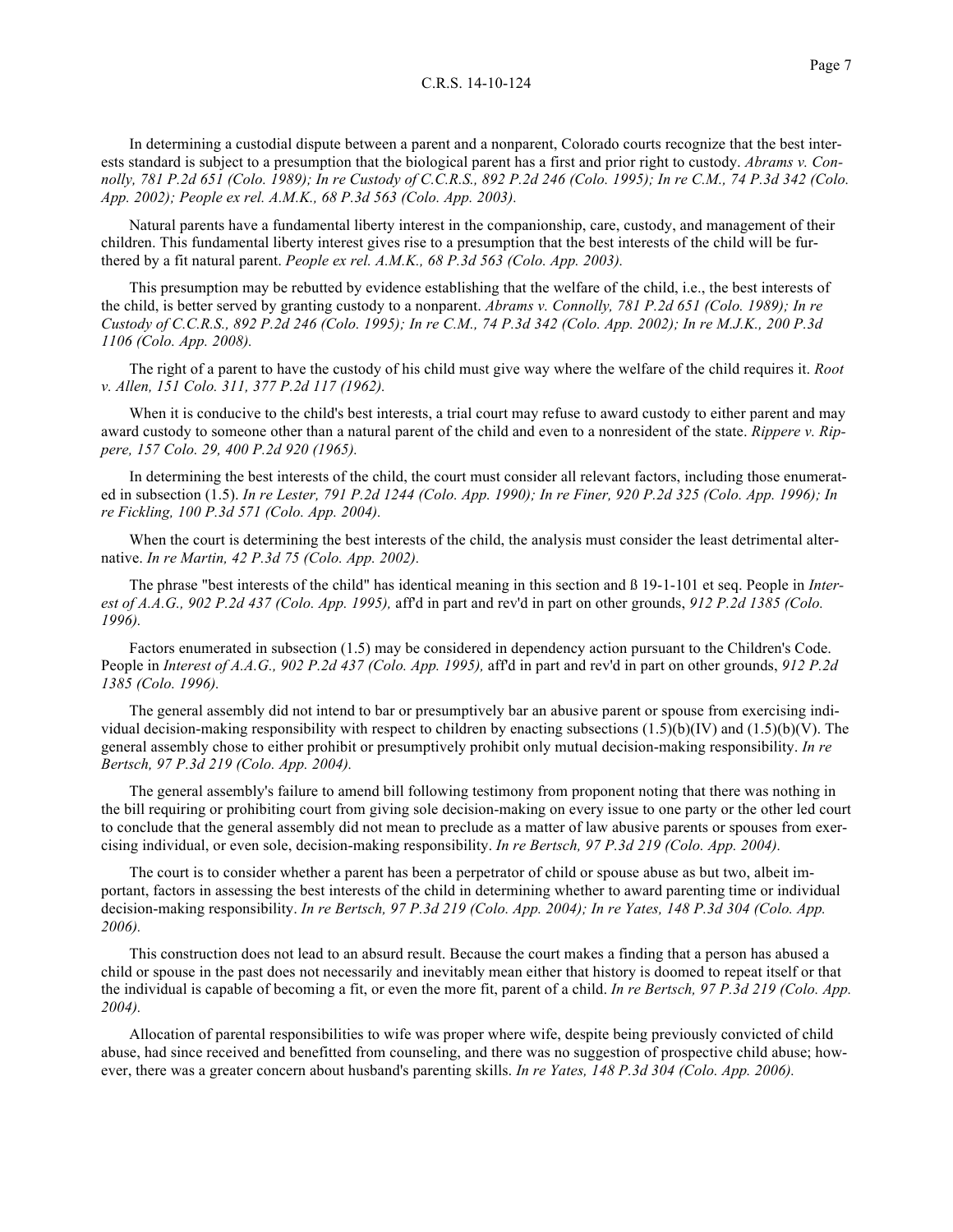In determining a custodial dispute between a parent and a nonparent, Colorado courts recognize that the best interests standard is subject to a presumption that the biological parent has a first and prior right to custody. *Abrams v. Connolly, 781 P.2d 651 (Colo. 1989); In re Custody of C.C.R.S., 892 P.2d 246 (Colo. 1995); In re C.M., 74 P.3d 342 (Colo. App. 2002); People ex rel. A.M.K., 68 P.3d 563 (Colo. App. 2003).*

Natural parents have a fundamental liberty interest in the companionship, care, custody, and management of their children. This fundamental liberty interest gives rise to a presumption that the best interests of the child will be furthered by a fit natural parent. *People ex rel. A.M.K., 68 P.3d 563 (Colo. App. 2003).*

This presumption may be rebutted by evidence establishing that the welfare of the child, i.e., the best interests of the child, is better served by granting custody to a nonparent. *Abrams v. Connolly, 781 P.2d 651 (Colo. 1989); In re Custody of C.C.R.S., 892 P.2d 246 (Colo. 1995); In re C.M., 74 P.3d 342 (Colo. App. 2002); In re M.J.K., 200 P.3d 1106 (Colo. App. 2008).*

The right of a parent to have the custody of his child must give way where the welfare of the child requires it. *Root v. Allen, 151 Colo. 311, 377 P.2d 117 (1962).*

When it is conducive to the child's best interests, a trial court may refuse to award custody to either parent and may award custody to someone other than a natural parent of the child and even to a nonresident of the state. *Rippere v. Rippere, 157 Colo. 29, 400 P.2d 920 (1965).*

In determining the best interests of the child, the court must consider all relevant factors, including those enumerated in subsection (1.5). *In re Lester, 791 P.2d 1244 (Colo. App. 1990); In re Finer, 920 P.2d 325 (Colo. App. 1996); In re Fickling, 100 P.3d 571 (Colo. App. 2004).*

When the court is determining the best interests of the child, the analysis must consider the least detrimental alternative. *In re Martin, 42 P.3d 75 (Colo. App. 2002).*

The phrase "best interests of the child" has identical meaning in this section and ß 19-1-101 et seq. People in *Interest of A.A.G., 902 P.2d 437 (Colo. App. 1995),* aff'd in part and rev'd in part on other grounds, *912 P.2d 1385 (Colo. 1996).*

Factors enumerated in subsection (1.5) may be considered in dependency action pursuant to the Children's Code. People in *Interest of A.A.G., 902 P.2d 437 (Colo. App. 1995),* aff'd in part and rev'd in part on other grounds, *912 P.2d 1385 (Colo. 1996).*

The general assembly did not intend to bar or presumptively bar an abusive parent or spouse from exercising individual decision-making responsibility with respect to children by enacting subsections (1.5)(b)(IV) and (1.5)(b)(V). The general assembly chose to either prohibit or presumptively prohibit only mutual decision-making responsibility. *In re Bertsch, 97 P.3d 219 (Colo. App. 2004).*

The general assembly's failure to amend bill following testimony from proponent noting that there was nothing in the bill requiring or prohibiting court from giving sole decision-making on every issue to one party or the other led court to conclude that the general assembly did not mean to preclude as a matter of law abusive parents or spouses from exercising individual, or even sole, decision-making responsibility. *In re Bertsch, 97 P.3d 219 (Colo. App. 2004).*

The court is to consider whether a parent has been a perpetrator of child or spouse abuse as but two, albeit important, factors in assessing the best interests of the child in determining whether to award parenting time or individual decision-making responsibility. *In re Bertsch, 97 P.3d 219 (Colo. App. 2004); In re Yates, 148 P.3d 304 (Colo. App. 2006).*

This construction does not lead to an absurd result. Because the court makes a finding that a person has abused a child or spouse in the past does not necessarily and inevitably mean either that history is doomed to repeat itself or that the individual is capable of becoming a fit, or even the more fit, parent of a child. *In re Bertsch, 97 P.3d 219 (Colo. App. 2004).*

Allocation of parental responsibilities to wife was proper where wife, despite being previously convicted of child abuse, had since received and benefitted from counseling, and there was no suggestion of prospective child abuse; however, there was a greater concern about husband's parenting skills. *In re Yates, 148 P.3d 304 (Colo. App. 2006).*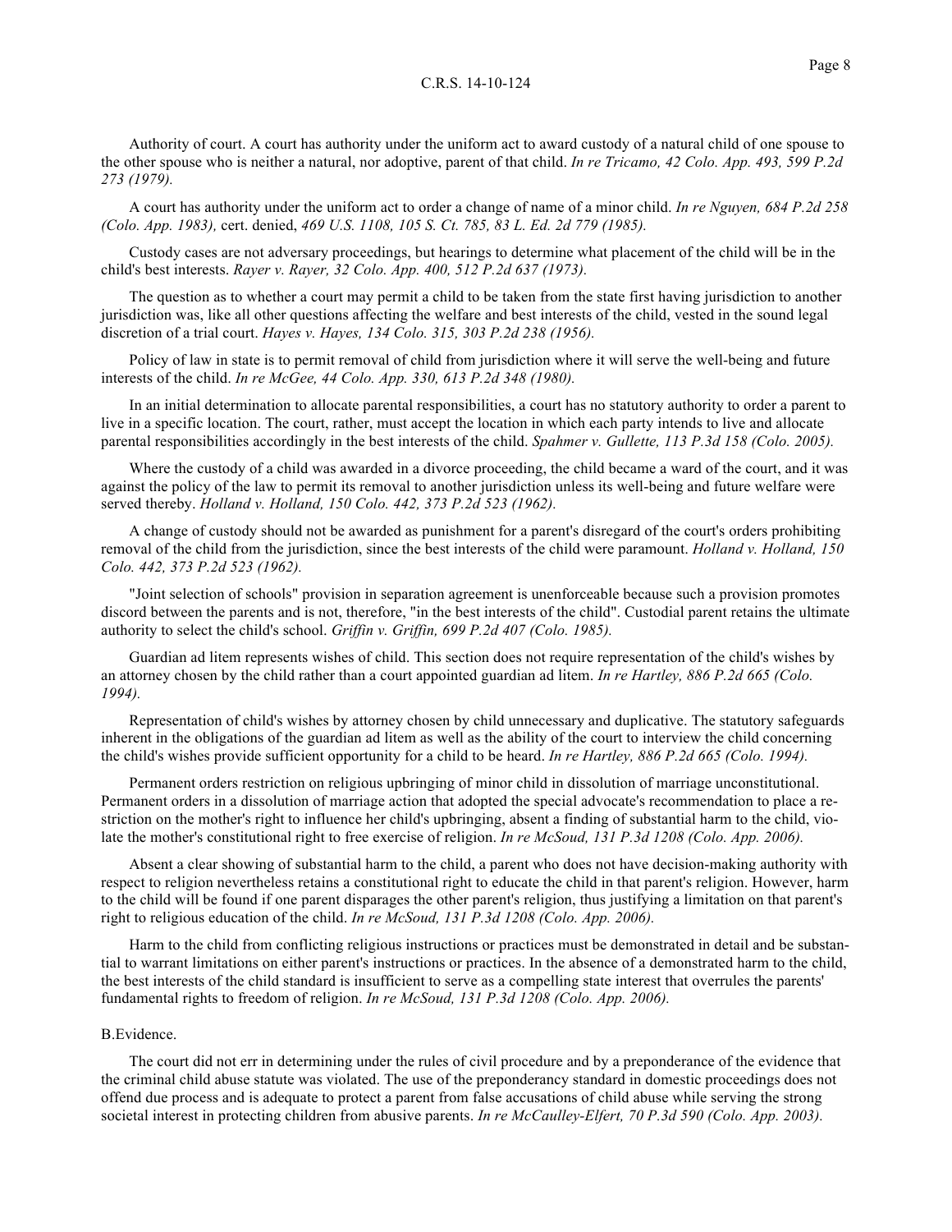Authority of court. A court has authority under the uniform act to award custody of a natural child of one spouse to the other spouse who is neither a natural, nor adoptive, parent of that child. *In re Tricamo, 42 Colo. App. 493, 599 P.2d 273 (1979).*

A court has authority under the uniform act to order a change of name of a minor child. *In re Nguyen, 684 P.2d 258 (Colo. App. 1983),* cert. denied, *469 U.S. 1108, 105 S. Ct. 785, 83 L. Ed. 2d 779 (1985).*

Custody cases are not adversary proceedings, but hearings to determine what placement of the child will be in the child's best interests. *Rayer v. Rayer, 32 Colo. App. 400, 512 P.2d 637 (1973).*

The question as to whether a court may permit a child to be taken from the state first having jurisdiction to another jurisdiction was, like all other questions affecting the welfare and best interests of the child, vested in the sound legal discretion of a trial court. *Hayes v. Hayes, 134 Colo. 315, 303 P.2d 238 (1956).*

Policy of law in state is to permit removal of child from jurisdiction where it will serve the well-being and future interests of the child. *In re McGee, 44 Colo. App. 330, 613 P.2d 348 (1980).*

In an initial determination to allocate parental responsibilities, a court has no statutory authority to order a parent to live in a specific location. The court, rather, must accept the location in which each party intends to live and allocate parental responsibilities accordingly in the best interests of the child. *Spahmer v. Gullette, 113 P.3d 158 (Colo. 2005).*

Where the custody of a child was awarded in a divorce proceeding, the child became a ward of the court, and it was against the policy of the law to permit its removal to another jurisdiction unless its well-being and future welfare were served thereby. *Holland v. Holland, 150 Colo. 442, 373 P.2d 523 (1962).*

A change of custody should not be awarded as punishment for a parent's disregard of the court's orders prohibiting removal of the child from the jurisdiction, since the best interests of the child were paramount. *Holland v. Holland, 150 Colo. 442, 373 P.2d 523 (1962).*

"Joint selection of schools" provision in separation agreement is unenforceable because such a provision promotes discord between the parents and is not, therefore, "in the best interests of the child". Custodial parent retains the ultimate authority to select the child's school. *Griffin v. Griffin, 699 P.2d 407 (Colo. 1985).*

Guardian ad litem represents wishes of child. This section does not require representation of the child's wishes by an attorney chosen by the child rather than a court appointed guardian ad litem. *In re Hartley, 886 P.2d 665 (Colo. 1994).*

Representation of child's wishes by attorney chosen by child unnecessary and duplicative. The statutory safeguards inherent in the obligations of the guardian ad litem as well as the ability of the court to interview the child concerning the child's wishes provide sufficient opportunity for a child to be heard. *In re Hartley, 886 P.2d 665 (Colo. 1994).*

Permanent orders restriction on religious upbringing of minor child in dissolution of marriage unconstitutional. Permanent orders in a dissolution of marriage action that adopted the special advocate's recommendation to place a restriction on the mother's right to influence her child's upbringing, absent a finding of substantial harm to the child, violate the mother's constitutional right to free exercise of religion. *In re McSoud, 131 P.3d 1208 (Colo. App. 2006).*

Absent a clear showing of substantial harm to the child, a parent who does not have decision-making authority with respect to religion nevertheless retains a constitutional right to educate the child in that parent's religion. However, harm to the child will be found if one parent disparages the other parent's religion, thus justifying a limitation on that parent's right to religious education of the child. *In re McSoud, 131 P.3d 1208 (Colo. App. 2006).*

Harm to the child from conflicting religious instructions or practices must be demonstrated in detail and be substantial to warrant limitations on either parent's instructions or practices. In the absence of a demonstrated harm to the child, the best interests of the child standard is insufficient to serve as a compelling state interest that overrules the parents' fundamental rights to freedom of religion. *In re McSoud, 131 P.3d 1208 (Colo. App. 2006).*

B.Evidence.

The court did not err in determining under the rules of civil procedure and by a preponderance of the evidence that the criminal child abuse statute was violated. The use of the preponderancy standard in domestic proceedings does not offend due process and is adequate to protect a parent from false accusations of child abuse while serving the strong societal interest in protecting children from abusive parents. *In re McCaulley-Elfert, 70 P.3d 590 (Colo. App. 2003).*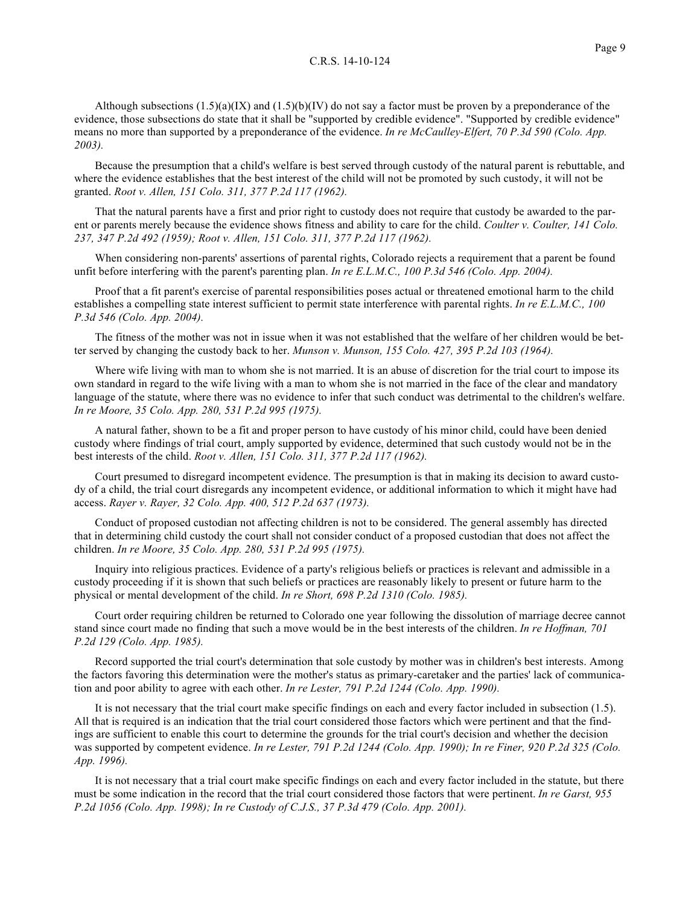Although subsections (1.5)(a)(IX) and (1.5)(b)(IV) do not say a factor must be proven by a preponderance of the evidence, those subsections do state that it shall be "supported by credible evidence". "Supported by credible evidence" means no more than supported by a preponderance of the evidence. *In re McCaulley-Elfert, 70 P.3d 590 (Colo. App. 2003).*

Because the presumption that a child's welfare is best served through custody of the natural parent is rebuttable, and where the evidence establishes that the best interest of the child will not be promoted by such custody, it will not be granted. *Root v. Allen, 151 Colo. 311, 377 P.2d 117 (1962).*

That the natural parents have a first and prior right to custody does not require that custody be awarded to the parent or parents merely because the evidence shows fitness and ability to care for the child. *Coulter v. Coulter, 141 Colo. 237, 347 P.2d 492 (1959); Root v. Allen, 151 Colo. 311, 377 P.2d 117 (1962).*

When considering non-parents' assertions of parental rights, Colorado rejects a requirement that a parent be found unfit before interfering with the parent's parenting plan. *In re E.L.M.C., 100 P.3d 546 (Colo. App. 2004).*

Proof that a fit parent's exercise of parental responsibilities poses actual or threatened emotional harm to the child establishes a compelling state interest sufficient to permit state interference with parental rights. *In re E.L.M.C., 100 P.3d 546 (Colo. App. 2004).*

The fitness of the mother was not in issue when it was not established that the welfare of her children would be better served by changing the custody back to her. *Munson v. Munson, 155 Colo. 427, 395 P.2d 103 (1964).*

Where wife living with man to whom she is not married. It is an abuse of discretion for the trial court to impose its own standard in regard to the wife living with a man to whom she is not married in the face of the clear and mandatory language of the statute, where there was no evidence to infer that such conduct was detrimental to the children's welfare. *In re Moore, 35 Colo. App. 280, 531 P.2d 995 (1975).*

A natural father, shown to be a fit and proper person to have custody of his minor child, could have been denied custody where findings of trial court, amply supported by evidence, determined that such custody would not be in the best interests of the child. *Root v. Allen, 151 Colo. 311, 377 P.2d 117 (1962).*

Court presumed to disregard incompetent evidence. The presumption is that in making its decision to award custody of a child, the trial court disregards any incompetent evidence, or additional information to which it might have had access. *Rayer v. Rayer, 32 Colo. App. 400, 512 P.2d 637 (1973).*

Conduct of proposed custodian not affecting children is not to be considered. The general assembly has directed that in determining child custody the court shall not consider conduct of a proposed custodian that does not affect the children. *In re Moore, 35 Colo. App. 280, 531 P.2d 995 (1975).*

Inquiry into religious practices. Evidence of a party's religious beliefs or practices is relevant and admissible in a custody proceeding if it is shown that such beliefs or practices are reasonably likely to present or future harm to the physical or mental development of the child. *In re Short, 698 P.2d 1310 (Colo. 1985).*

Court order requiring children be returned to Colorado one year following the dissolution of marriage decree cannot stand since court made no finding that such a move would be in the best interests of the children. *In re Hoffman, 701 P.2d 129 (Colo. App. 1985).*

Record supported the trial court's determination that sole custody by mother was in children's best interests. Among the factors favoring this determination were the mother's status as primary-caretaker and the parties' lack of communication and poor ability to agree with each other. *In re Lester, 791 P.2d 1244 (Colo. App. 1990).*

It is not necessary that the trial court make specific findings on each and every factor included in subsection (1.5). All that is required is an indication that the trial court considered those factors which were pertinent and that the findings are sufficient to enable this court to determine the grounds for the trial court's decision and whether the decision was supported by competent evidence. *In re Lester, 791 P.2d 1244 (Colo. App. 1990); In re Finer, 920 P.2d 325 (Colo. App. 1996).*

It is not necessary that a trial court make specific findings on each and every factor included in the statute, but there must be some indication in the record that the trial court considered those factors that were pertinent. *In re Garst, 955 P.2d 1056 (Colo. App. 1998); In re Custody of C.J.S., 37 P.3d 479 (Colo. App. 2001).*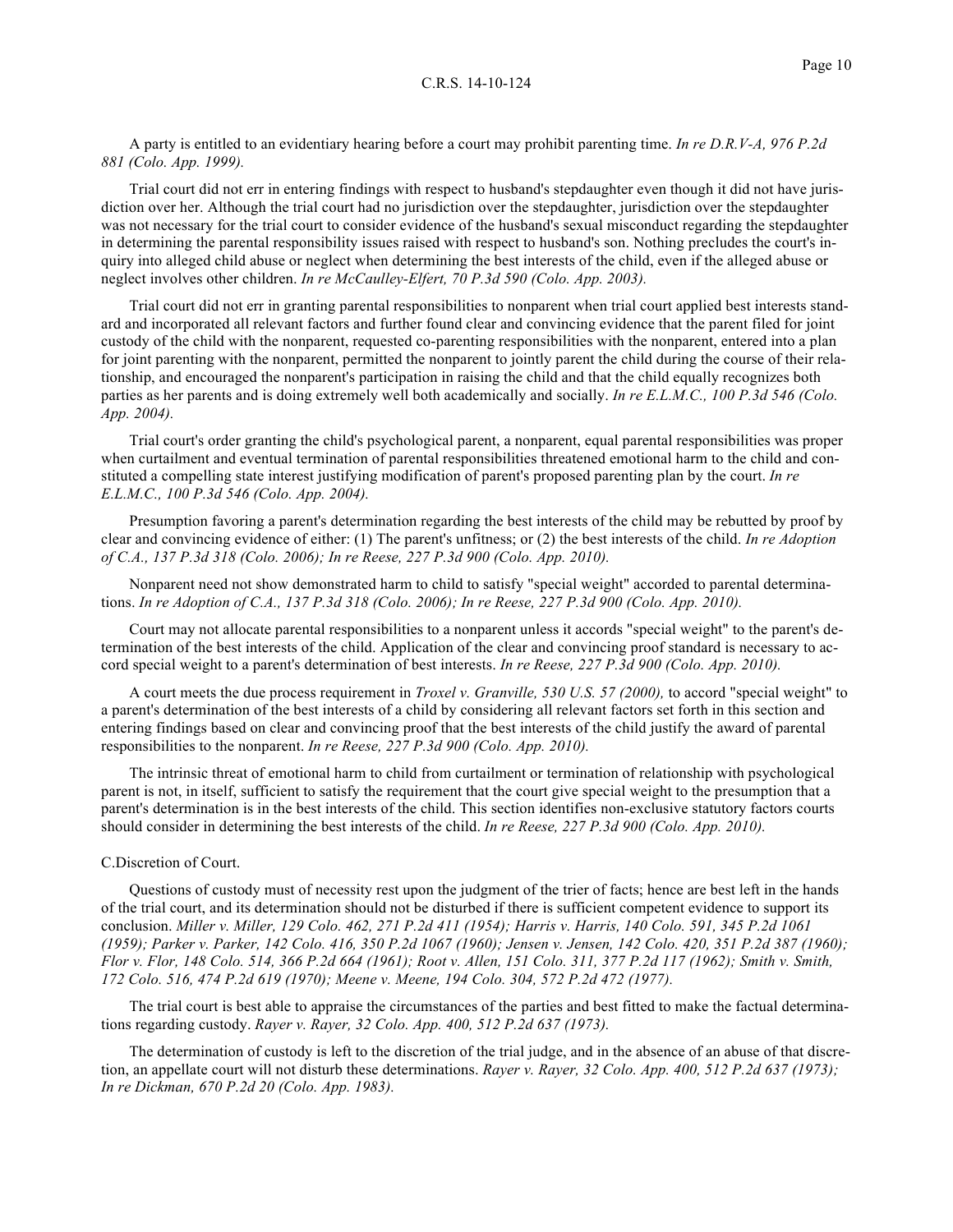A party is entitled to an evidentiary hearing before a court may prohibit parenting time. *In re D.R.V-A, 976 P.2d 881 (Colo. App. 1999).*

Trial court did not err in entering findings with respect to husband's stepdaughter even though it did not have jurisdiction over her. Although the trial court had no jurisdiction over the stepdaughter, jurisdiction over the stepdaughter was not necessary for the trial court to consider evidence of the husband's sexual misconduct regarding the stepdaughter in determining the parental responsibility issues raised with respect to husband's son. Nothing precludes the court's inquiry into alleged child abuse or neglect when determining the best interests of the child, even if the alleged abuse or neglect involves other children. *In re McCaulley-Elfert, 70 P.3d 590 (Colo. App. 2003).*

Trial court did not err in granting parental responsibilities to nonparent when trial court applied best interests standard and incorporated all relevant factors and further found clear and convincing evidence that the parent filed for joint custody of the child with the nonparent, requested co-parenting responsibilities with the nonparent, entered into a plan for joint parenting with the nonparent, permitted the nonparent to jointly parent the child during the course of their relationship, and encouraged the nonparent's participation in raising the child and that the child equally recognizes both parties as her parents and is doing extremely well both academically and socially. *In re E.L.M.C., 100 P.3d 546 (Colo. App. 2004).*

Trial court's order granting the child's psychological parent, a nonparent, equal parental responsibilities was proper when curtailment and eventual termination of parental responsibilities threatened emotional harm to the child and constituted a compelling state interest justifying modification of parent's proposed parenting plan by the court. *In re E.L.M.C., 100 P.3d 546 (Colo. App. 2004).*

Presumption favoring a parent's determination regarding the best interests of the child may be rebutted by proof by clear and convincing evidence of either: (1) The parent's unfitness; or (2) the best interests of the child. *In re Adoption of C.A., 137 P.3d 318 (Colo. 2006); In re Reese, 227 P.3d 900 (Colo. App. 2010).*

Nonparent need not show demonstrated harm to child to satisfy "special weight" accorded to parental determinations. *In re Adoption of C.A., 137 P.3d 318 (Colo. 2006); In re Reese, 227 P.3d 900 (Colo. App. 2010).*

Court may not allocate parental responsibilities to a nonparent unless it accords "special weight" to the parent's determination of the best interests of the child. Application of the clear and convincing proof standard is necessary to accord special weight to a parent's determination of best interests. *In re Reese, 227 P.3d 900 (Colo. App. 2010).*

A court meets the due process requirement in *Troxel v. Granville, 530 U.S. 57 (2000),* to accord "special weight" to a parent's determination of the best interests of a child by considering all relevant factors set forth in this section and entering findings based on clear and convincing proof that the best interests of the child justify the award of parental responsibilities to the nonparent. *In re Reese, 227 P.3d 900 (Colo. App. 2010).*

The intrinsic threat of emotional harm to child from curtailment or termination of relationship with psychological parent is not, in itself, sufficient to satisfy the requirement that the court give special weight to the presumption that a parent's determination is in the best interests of the child. This section identifies non-exclusive statutory factors courts should consider in determining the best interests of the child. *In re Reese, 227 P.3d 900 (Colo. App. 2010).*

C.Discretion of Court.

Questions of custody must of necessity rest upon the judgment of the trier of facts; hence are best left in the hands of the trial court, and its determination should not be disturbed if there is sufficient competent evidence to support its conclusion. *Miller v. Miller, 129 Colo. 462, 271 P.2d 411 (1954); Harris v. Harris, 140 Colo. 591, 345 P.2d 1061 (1959); Parker v. Parker, 142 Colo. 416, 350 P.2d 1067 (1960); Jensen v. Jensen, 142 Colo. 420, 351 P.2d 387 (1960); Flor v. Flor, 148 Colo. 514, 366 P.2d 664 (1961); Root v. Allen, 151 Colo. 311, 377 P.2d 117 (1962); Smith v. Smith, 172 Colo. 516, 474 P.2d 619 (1970); Meene v. Meene, 194 Colo. 304, 572 P.2d 472 (1977).*

The trial court is best able to appraise the circumstances of the parties and best fitted to make the factual determinations regarding custody. *Rayer v. Rayer, 32 Colo. App. 400, 512 P.2d 637 (1973).*

The determination of custody is left to the discretion of the trial judge, and in the absence of an abuse of that discretion, an appellate court will not disturb these determinations. *Rayer v. Rayer, 32 Colo. App. 400, 512 P.2d 637 (1973); In re Dickman, 670 P.2d 20 (Colo. App. 1983).*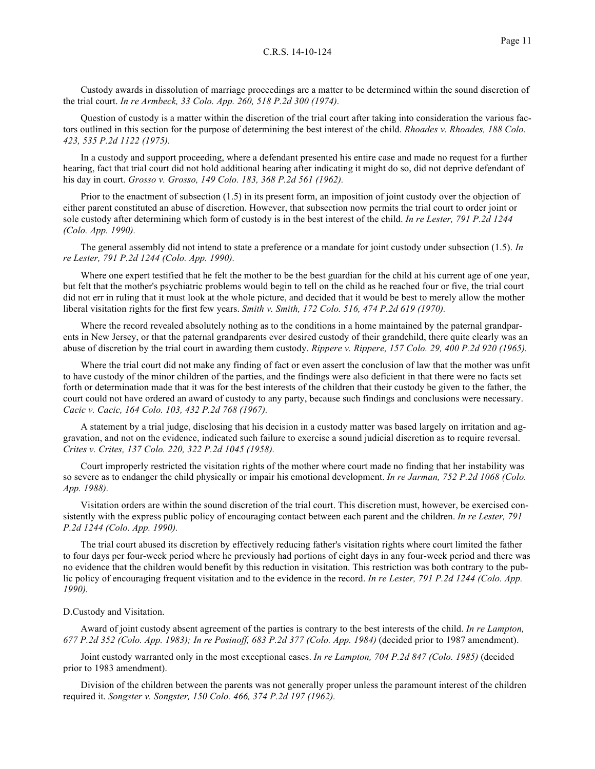Custody awards in dissolution of marriage proceedings are a matter to be determined within the sound discretion of the trial court. *In re Armbeck, 33 Colo. App. 260, 518 P.2d 300 (1974).*

Question of custody is a matter within the discretion of the trial court after taking into consideration the various factors outlined in this section for the purpose of determining the best interest of the child. *Rhoades v. Rhoades, 188 Colo. 423, 535 P.2d 1122 (1975).*

In a custody and support proceeding, where a defendant presented his entire case and made no request for a further hearing, fact that trial court did not hold additional hearing after indicating it might do so, did not deprive defendant of his day in court. *Grosso v. Grosso, 149 Colo. 183, 368 P.2d 561 (1962).*

Prior to the enactment of subsection (1.5) in its present form, an imposition of joint custody over the objection of either parent constituted an abuse of discretion. However, that subsection now permits the trial court to order joint or sole custody after determining which form of custody is in the best interest of the child. *In re Lester, 791 P.2d 1244 (Colo. App. 1990).*

The general assembly did not intend to state a preference or a mandate for joint custody under subsection (1.5). *In re Lester, 791 P.2d 1244 (Colo. App. 1990).*

Where one expert testified that he felt the mother to be the best guardian for the child at his current age of one year, but felt that the mother's psychiatric problems would begin to tell on the child as he reached four or five, the trial court did not err in ruling that it must look at the whole picture, and decided that it would be best to merely allow the mother liberal visitation rights for the first few years. *Smith v. Smith, 172 Colo. 516, 474 P.2d 619 (1970).*

Where the record revealed absolutely nothing as to the conditions in a home maintained by the paternal grandparents in New Jersey, or that the paternal grandparents ever desired custody of their grandchild, there quite clearly was an abuse of discretion by the trial court in awarding them custody. *Rippere v. Rippere, 157 Colo. 29, 400 P.2d 920 (1965).*

Where the trial court did not make any finding of fact or even assert the conclusion of law that the mother was unfit to have custody of the minor children of the parties, and the findings were also deficient in that there were no facts set forth or determination made that it was for the best interests of the children that their custody be given to the father, the court could not have ordered an award of custody to any party, because such findings and conclusions were necessary. *Cacic v. Cacic, 164 Colo. 103, 432 P.2d 768 (1967).*

A statement by a trial judge, disclosing that his decision in a custody matter was based largely on irritation and aggravation, and not on the evidence, indicated such failure to exercise a sound judicial discretion as to require reversal. *Crites v. Crites, 137 Colo. 220, 322 P.2d 1045 (1958).*

Court improperly restricted the visitation rights of the mother where court made no finding that her instability was so severe as to endanger the child physically or impair his emotional development. *In re Jarman, 752 P.2d 1068 (Colo. App. 1988).*

Visitation orders are within the sound discretion of the trial court. This discretion must, however, be exercised consistently with the express public policy of encouraging contact between each parent and the children. *In re Lester, 791 P.2d 1244 (Colo. App. 1990).*

The trial court abused its discretion by effectively reducing father's visitation rights where court limited the father to four days per four-week period where he previously had portions of eight days in any four-week period and there was no evidence that the children would benefit by this reduction in visitation. This restriction was both contrary to the public policy of encouraging frequent visitation and to the evidence in the record. *In re Lester, 791 P.2d 1244 (Colo. App. 1990).*

D.Custody and Visitation.

Award of joint custody absent agreement of the parties is contrary to the best interests of the child. *In re Lampton, 677 P.2d 352 (Colo. App. 1983); In re Posinoff, 683 P.2d 377 (Colo. App. 1984)* (decided prior to 1987 amendment).

Joint custody warranted only in the most exceptional cases. *In re Lampton, 704 P.2d 847 (Colo. 1985)* (decided prior to 1983 amendment).

Division of the children between the parents was not generally proper unless the paramount interest of the children required it. *Songster v. Songster, 150 Colo. 466, 374 P.2d 197 (1962).*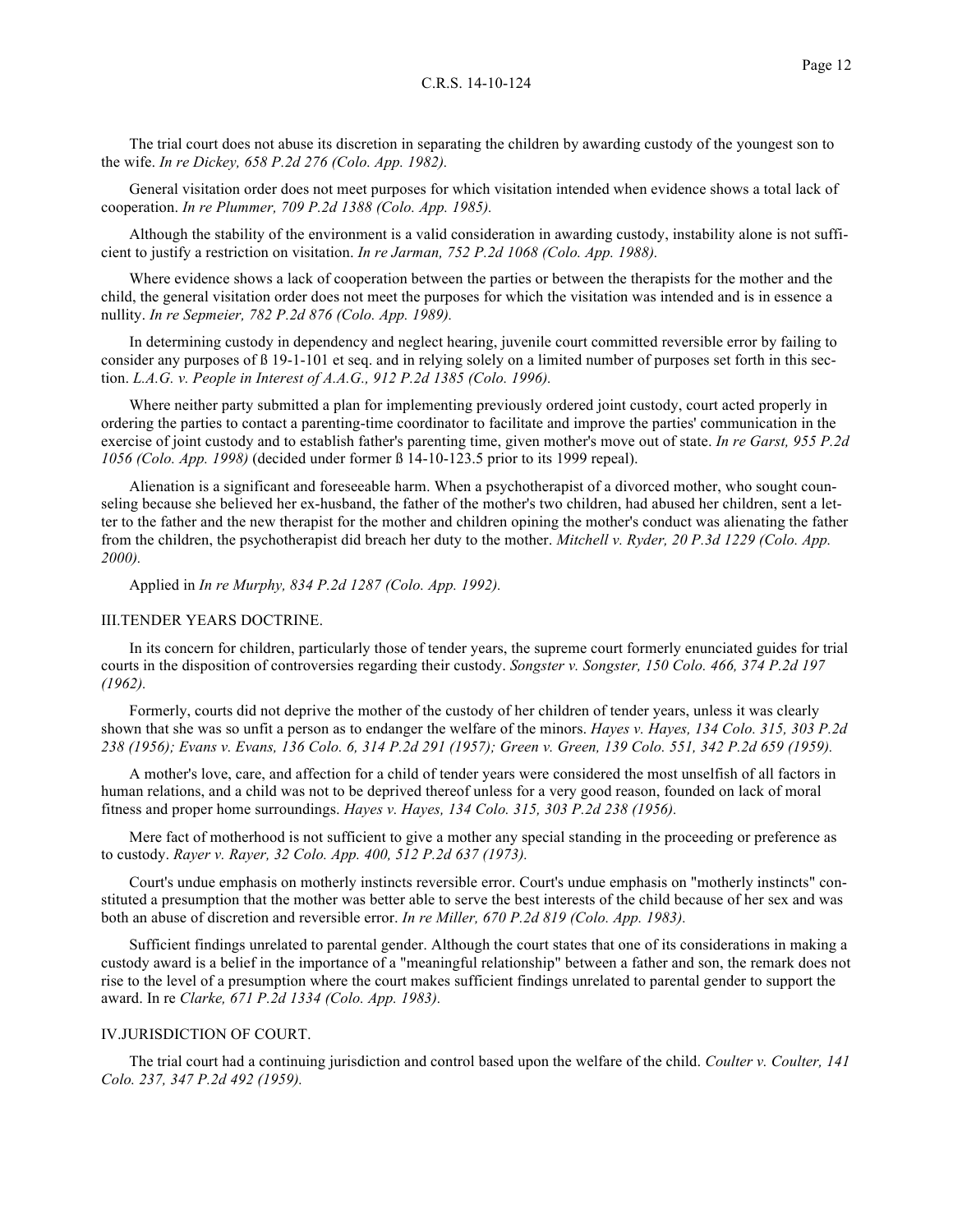The trial court does not abuse its discretion in separating the children by awarding custody of the youngest son to the wife. *In re Dickey, 658 P.2d 276 (Colo. App. 1982).*

General visitation order does not meet purposes for which visitation intended when evidence shows a total lack of cooperation. *In re Plummer, 709 P.2d 1388 (Colo. App. 1985).*

Although the stability of the environment is a valid consideration in awarding custody, instability alone is not sufficient to justify a restriction on visitation. *In re Jarman, 752 P.2d 1068 (Colo. App. 1988).*

Where evidence shows a lack of cooperation between the parties or between the therapists for the mother and the child, the general visitation order does not meet the purposes for which the visitation was intended and is in essence a nullity. *In re Sepmeier, 782 P.2d 876 (Colo. App. 1989).*

In determining custody in dependency and neglect hearing, juvenile court committed reversible error by failing to consider any purposes of ß 19-1-101 et seq. and in relying solely on a limited number of purposes set forth in this section. *L.A.G. v. People in Interest of A.A.G., 912 P.2d 1385 (Colo. 1996).*

Where neither party submitted a plan for implementing previously ordered joint custody, court acted properly in ordering the parties to contact a parenting-time coordinator to facilitate and improve the parties' communication in the exercise of joint custody and to establish father's parenting time, given mother's move out of state. *In re Garst, 955 P.2d 1056 (Colo. App. 1998)* (decided under former ß 14-10-123.5 prior to its 1999 repeal).

Alienation is a significant and foreseeable harm. When a psychotherapist of a divorced mother, who sought counseling because she believed her ex-husband, the father of the mother's two children, had abused her children, sent a letter to the father and the new therapist for the mother and children opining the mother's conduct was alienating the father from the children, the psychotherapist did breach her duty to the mother. *Mitchell v. Ryder, 20 P.3d 1229 (Colo. App. 2000).*

Applied in *In re Murphy, 834 P.2d 1287 (Colo. App. 1992).*

## III.TENDER YEARS DOCTRINE.

In its concern for children, particularly those of tender years, the supreme court formerly enunciated guides for trial courts in the disposition of controversies regarding their custody. *Songster v. Songster, 150 Colo. 466, 374 P.2d 197 (1962).*

Formerly, courts did not deprive the mother of the custody of her children of tender years, unless it was clearly shown that she was so unfit a person as to endanger the welfare of the minors. *Hayes v. Hayes, 134 Colo. 315, 303 P.2d 238 (1956); Evans v. Evans, 136 Colo. 6, 314 P.2d 291 (1957); Green v. Green, 139 Colo. 551, 342 P.2d 659 (1959).*

A mother's love, care, and affection for a child of tender years were considered the most unselfish of all factors in human relations, and a child was not to be deprived thereof unless for a very good reason, founded on lack of moral fitness and proper home surroundings. *Hayes v. Hayes, 134 Colo. 315, 303 P.2d 238 (1956).*

Mere fact of motherhood is not sufficient to give a mother any special standing in the proceeding or preference as to custody. *Rayer v. Rayer, 32 Colo. App. 400, 512 P.2d 637 (1973).*

Court's undue emphasis on motherly instincts reversible error. Court's undue emphasis on "motherly instincts" constituted a presumption that the mother was better able to serve the best interests of the child because of her sex and was both an abuse of discretion and reversible error. *In re Miller, 670 P.2d 819 (Colo. App. 1983).*

Sufficient findings unrelated to parental gender. Although the court states that one of its considerations in making a custody award is a belief in the importance of a "meaningful relationship" between a father and son, the remark does not rise to the level of a presumption where the court makes sufficient findings unrelated to parental gender to support the award. In re *Clarke, 671 P.2d 1334 (Colo. App. 1983).*

## IV.JURISDICTION OF COURT.

The trial court had a continuing jurisdiction and control based upon the welfare of the child. *Coulter v. Coulter, 141 Colo. 237, 347 P.2d 492 (1959).*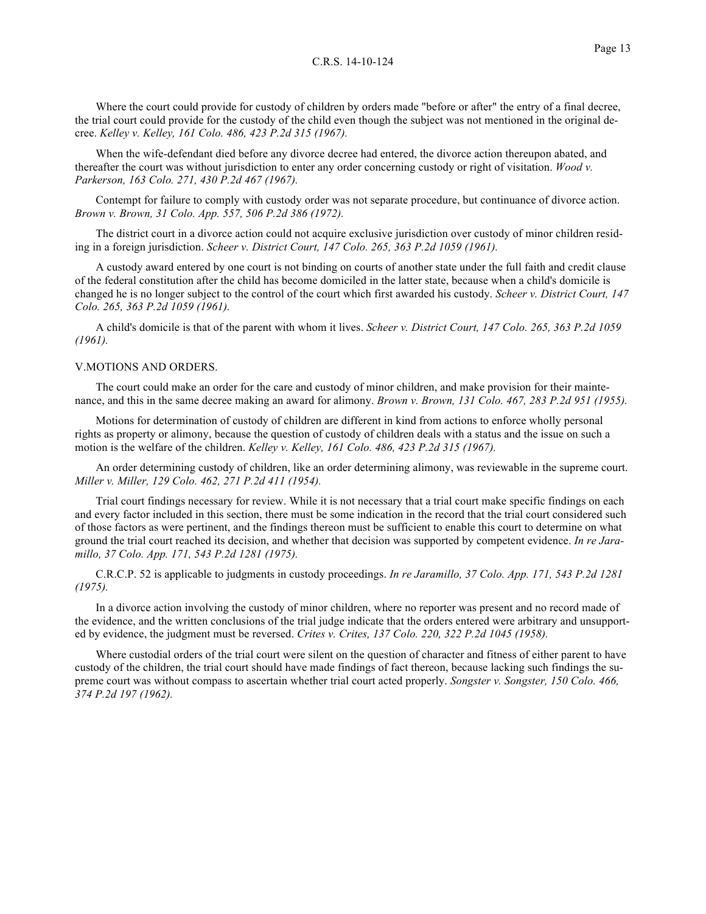Where the court could provide for custody of children by orders made "before or after" the entry of a final decree, the trial court could provide for the custody of the child even though the subject was not mentioned in the original decree. *Kelley v. Kelley, 161 Colo. 486, 423 P.2d 315 (1967).*

When the wife-defendant died before any divorce decree had entered, the divorce action thereupon abated, and thereafter the court was without jurisdiction to enter any order concerning custody or right of visitation. *Wood v. Parkerson, 163 Colo. 271, 430 P.2d 467 (1967).*

Contempt for failure to comply with custody order was not separate procedure, but continuance of divorce action. *Brown v. Brown, 31 Colo. App. 557, 506 P.2d 386 (1972).*

The district court in a divorce action could not acquire exclusive jurisdiction over custody of minor children residing in a foreign jurisdiction. *Scheer v. District Court, 147 Colo. 265, 363 P.2d 1059 (1961).*

A custody award entered by one court is not binding on courts of another state under the full faith and credit clause of the federal constitution after the child has become domiciled in the latter state, because when a child's domicile is changed he is no longer subject to the control of the court which first awarded his custody. *Scheer v. District Court, 147 Colo. 265, 363 P.2d 1059 (1961).*

A child's domicile is that of the parent with whom it lives. *Scheer v. District Court, 147 Colo. 265, 363 P.2d 1059 (1961).*

V.MOTIONS AND ORDERS.

The court could make an order for the care and custody of minor children, and make provision for their maintenance, and this in the same decree making an award for alimony. *Brown v. Brown, 131 Colo. 467, 283 P.2d 951 (1955).*

Motions for determination of custody of children are different in kind from actions to enforce wholly personal rights as property or alimony, because the question of custody of children deals with a status and the issue on such a motion is the welfare of the children. *Kelley v. Kelley, 161 Colo. 486, 423 P.2d 315 (1967).*

An order determining custody of children, like an order determining alimony, was reviewable in the supreme court. *Miller v. Miller, 129 Colo. 462, 271 P.2d 411 (1954).*

Trial court findings necessary for review. While it is not necessary that a trial court make specific findings on each and every factor included in this section, there must be some indication in the record that the trial court considered such of those factors as were pertinent, and the findings thereon must be sufficient to enable this court to determine on what ground the trial court reached its decision, and whether that decision was supported by competent evidence. *In re Jaramillo, 37 Colo. App. 171, 543 P.2d 1281 (1975).*

C.R.C.P. 52 is applicable to judgments in custody proceedings. *In re Jaramillo, 37 Colo. App. 171, 543 P.2d 1281 (1975).*

In a divorce action involving the custody of minor children, where no reporter was present and no record made of the evidence, and the written conclusions of the trial judge indicate that the orders entered were arbitrary and unsupported by evidence, the judgment must be reversed. *Crites v. Crites, 137 Colo. 220, 322 P.2d 1045 (1958).*

Where custodial orders of the trial court were silent on the question of character and fitness of either parent to have custody of the children, the trial court should have made findings of fact thereon, because lacking such findings the supreme court was without compass to ascertain whether trial court acted properly. *Songster v. Songster, 150 Colo. 466, 374 P.2d 197 (1962).*